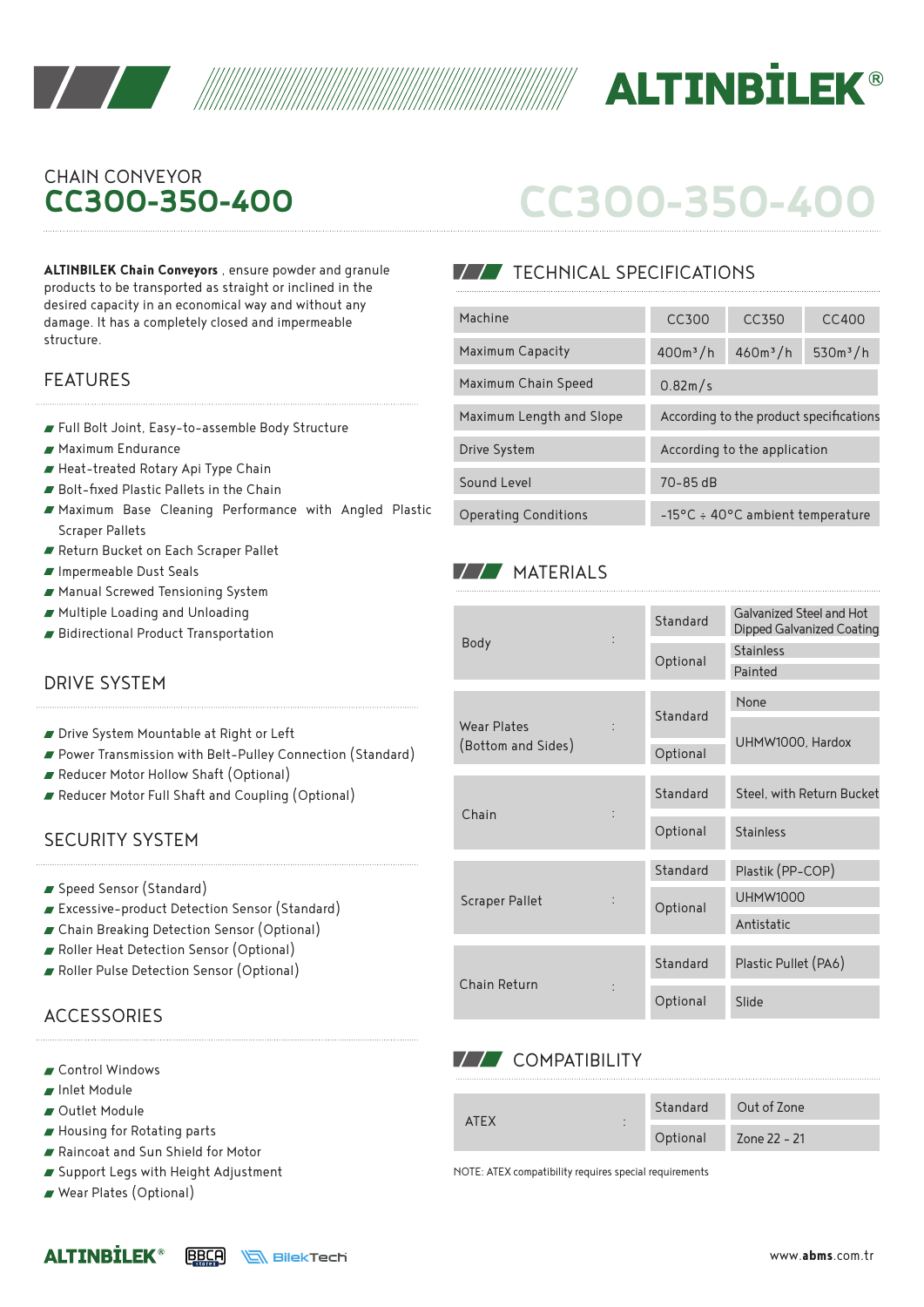CHAIN CONVEYOR

# CC300-350-400

**ALTINBILEK Chain Conveyors** , ensure powder and granule products to be transported as straight or inclined in the desired capacity in an economical way and without any damage. It has a completely closed and impermeable structure.

## FEATURES

- Full Bolt Joint, Easy-to-assemble Body Structure
- Maximum Endurance
- Heat-treated Rotary Api Type Chain
- Bolt-fixed Plastic Pallets in the Chain
- Maximum Base Cleaning Performance with Angled Plastic Scraper Pallets
- Return Bucket on Each Scraper Pallet
- Impermeable Dust Seals
- Manual Screwed Tensioning System
- Multiple Loading and Unloading
- Bidirectional Product Transportation

## DRIVE SYSTEM

- Drive System Mountable at Right or Left
- Power Transmission with Belt-Pulley Connection (Standard)
- Reducer Motor Hollow Shaft (Optional)
- Reducer Motor Full Shaft and Coupling (Optional)

## SECURITY SYSTEM

- Speed Sensor (Standard)
- Excessive-product Detection Sensor (Standard)
- Chain Breaking Detection Sensor (Optional)
- Roller Heat Detection Sensor (Optional)
- Roller Pulse Detection Sensor (Optional)

## ACCESSORIES

- Control Windows
- Inlet Module
- Outlet Module
- Housing for Rotating parts
- Raincoat and Sun Shield for Motor
- Support Legs with Height Adjustment
- Wear Plates (Optional)

## TECHNICAL SPECIFICATIONS

| Machine | CC300 | CC350 | CC400 |
|---|---|---|---|
| Maximum Capacity | 400m³/h | 460m³/h | 530m³/h |
| Maximum Chain Speed | 0.82m/s | | |
| Maximum Length and Slope | According to the product specifications | | |
| Drive System | According to the application | | |
| Sound Level | 70-85 dB | | |
| Operating Conditions | -15°C ÷ 40°C ambient temperature | | |

## MATERIALS

| Component | | Type | Material |
|---|---|---|---|
| Body | : | Standard | Galvanized Steel and Hot Dipped Galvanized Coating |
| | | Optional | Stainless |
| | | | Painted |
| Wear Plates (Bottom and Sides) | : | Standard | None |
| | | Optional | UHMW1000, Hardox |
| Chain | : | Standard | Steel, with Return Bucket |
| | | Optional | Stainless |
| Scraper Pallet | : | Standard | Plastik (PP-COP) |
| | | Optional | UHMW1000 |
| | | | Antistatic |
| Chain Return | : | Standard | Plastic Pullet (PA6) |
| | | Optional | Slide |

## COMPATIBILITY

| Component | | Type | Value |
|---|---|---|---|
| ATEX | : | Standard | Out of Zone |
| | | Optional | Zone 22 - 21 |

NOTE: ATEX compatibility requires special requirements

www.abms.com.tr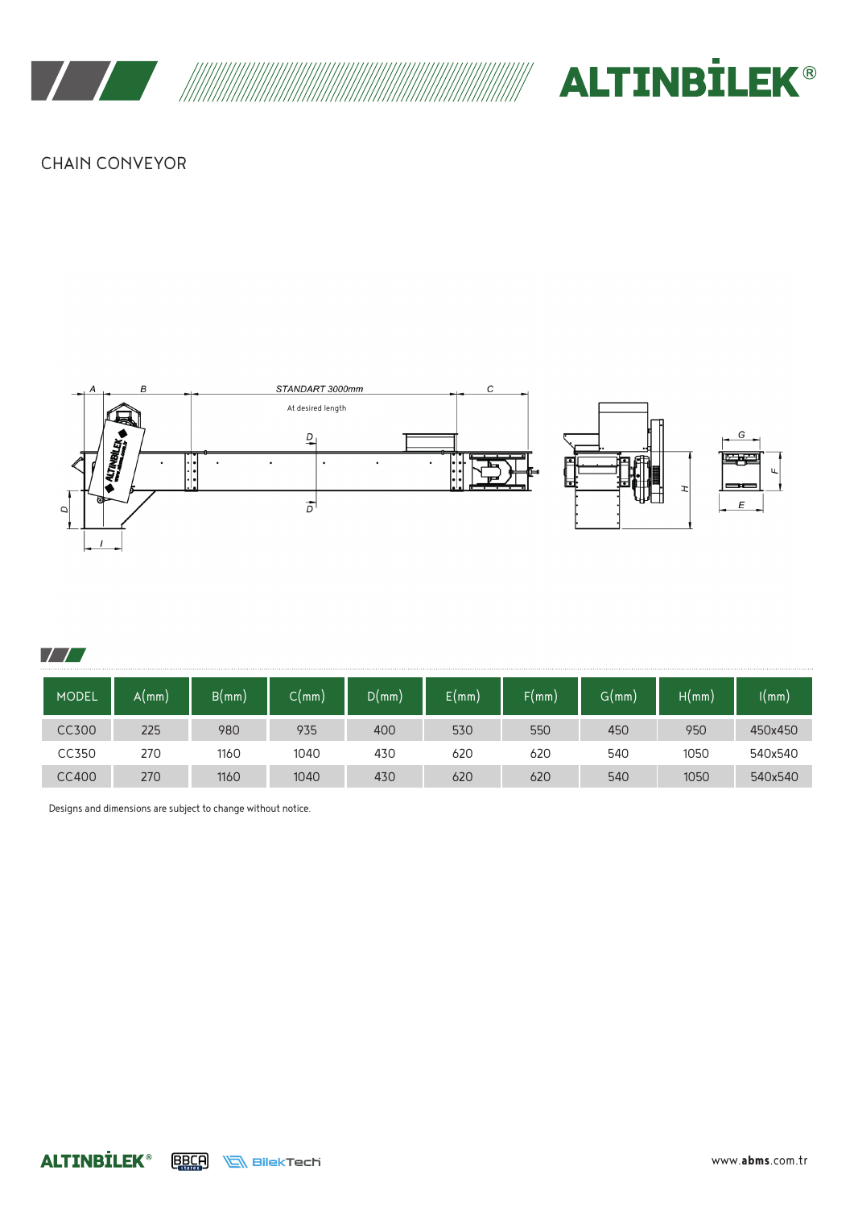# CHAIN CONVEYOR

A

B

STANDART 3000mm

At desired length

C

D

D

D

I

H

G

F

E

| MODEL | A(mm) | B(mm) | C(mm) | D(mm) | E(mm) | F(mm) | G(mm) | H(mm) | I(mm) |
|---|---|---|---|---|---|---|---|---|---|
| CC300 | 225 | 980 | 935 | 400 | 530 | 550 | 450 | 950 | 450x450 |
| CC350 | 270 | 1160 | 1040 | 430 | 620 | 620 | 540 | 1050 | 540x540 |
| CC400 | 270 | 1160 | 1040 | 430 | 620 | 620 | 540 | 1050 | 540x540 |

Designs and dimensions are subject to change without notice.